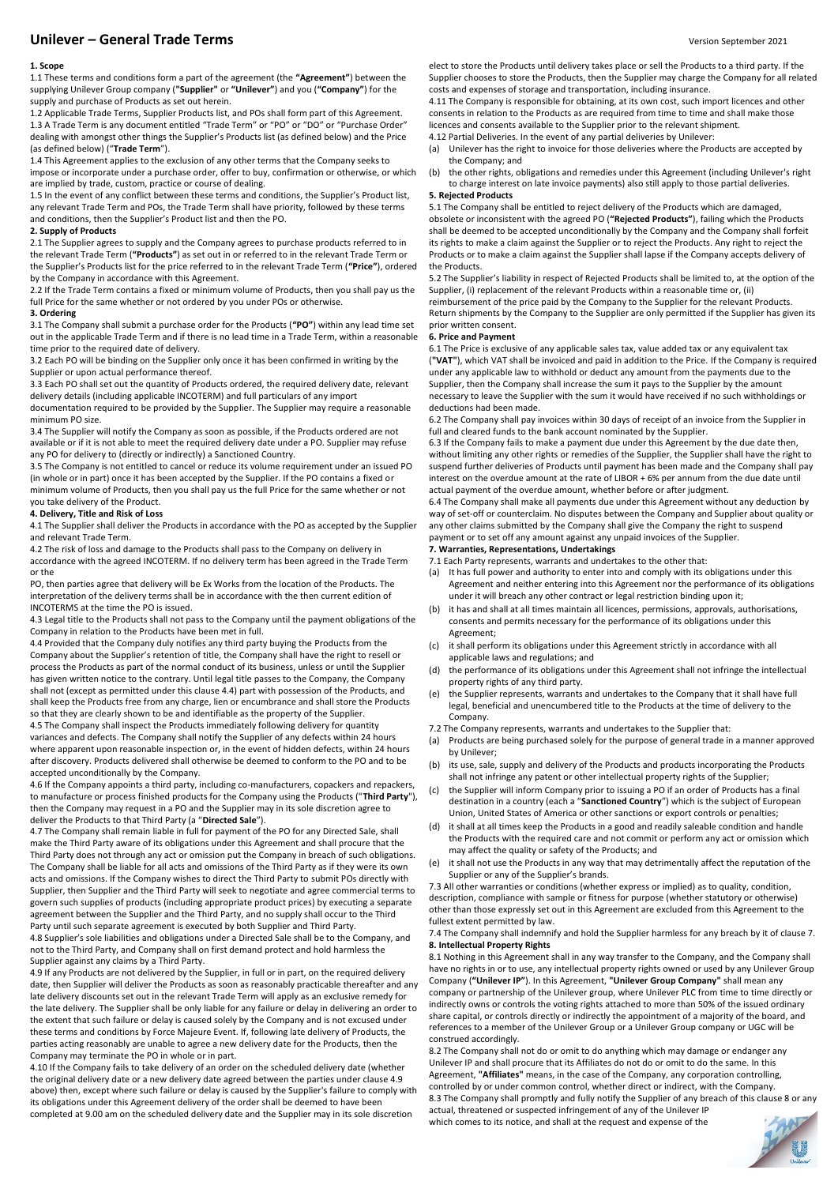# Unilever – General Trade Terms

Version September 2021

**1. Scope**

1.1 These terms and conditions form a part of the agreement (the **"Agreement"**) between the supplying Unilever Group company (**"Supplier"** or **"Unilever"**) and you (**"Company"**) for the supply and purchase of Products as set out herein.

1.2 Applicable Trade Terms, Supplier Products list, and POs shall form part of this Agreement.

1.3 A Trade Term is any document entitled "Trade Term" or "PO" or "DO" or "Purchase Order" dealing with amongst other things the Supplier's Products list (as defined below) and the Price (as defined below) ("**Trade Term**").

1.4 This Agreement applies to the exclusion of any other terms that the Company seeks to impose or incorporate under a purchase order, offer to buy, confirmation or otherwise, or which are implied by trade, custom, practice or course of dealing.

1.5 In the event of any conflict between these terms and conditions, the Supplier's Product list, any relevant Trade Term and POs, the Trade Term shall have priority, followed by these terms and conditions, then the Supplier's Product list and then the PO.

**2. Supply of Products**

2.1 The Supplier agrees to supply and the Company agrees to purchase products referred to in the relevant Trade Term (**"Products"**) as set out in or referred to in the relevant Trade Term or the Supplier's Products list for the price referred to in the relevant Trade Term (**"Price"**), ordered by the Company in accordance with this Agreement.

2.2 If the Trade Term contains a fixed or minimum volume of Products, then you shall pay us the full Price for the same whether or not ordered by you under POs or otherwise.

**3. Ordering**

3.1 The Company shall submit a purchase order for the Products (**"PO"**) within any lead time set out in the applicable Trade Term and if there is no lead time in a Trade Term, within a reasonable time prior to the required date of delivery.

3.2 Each PO will be binding on the Supplier only once it has been confirmed in writing by the Supplier or upon actual performance thereof.

3.3 Each PO shall set out the quantity of Products ordered, the required delivery date, relevant delivery details (including applicable INCOTERM) and full particulars of any import documentation required to be provided by the Supplier. The Supplier may require a reasonable minimum PO size.

3.4 The Supplier will notify the Company as soon as possible, if the Products ordered are not available or if it is not able to meet the required delivery date under a PO. Supplier may refuse any PO for delivery to (directly or indirectly) a Sanctioned Country.

3.5 The Company is not entitled to cancel or reduce its volume requirement under an issued PO (in whole or in part) once it has been accepted by the Supplier. If the PO contains a fixed or minimum volume of Products, then you shall pay us the full Price for the same whether or not you take delivery of the Product.

**4. Delivery, Title and Risk of Loss**

4.1 The Supplier shall deliver the Products in accordance with the PO as accepted by the Supplier and relevant Trade Term.

4.2 The risk of loss and damage to the Products shall pass to the Company on delivery in accordance with the agreed INCOTERM. If no delivery term has been agreed in the Trade Term or the PO, then parties agree that delivery will be Ex Works from the location of the Products. The interpretation of the delivery terms shall be in accordance with the then current edition of INCOTERMS at the time the PO is issued.

4.3 Legal title to the Products shall not pass to the Company until the payment obligations of the Company in relation to the Products have been met in full.

4.4 Provided that the Company duly notifies any third party buying the Products from the Company about the Supplier's retention of title, the Company shall have the right to resell or process the Products as part of the normal conduct of its business, unless or until the Supplier has given written notice to the contrary. Until legal title passes to the Company, the Company shall not (except as permitted under this clause 4.4) part with possession of the Products, and shall keep the Products free from any charge, lien or encumbrance and shall store the Products so that they are clearly shown to be and identifiable as the property of the Supplier.

4.5 The Company shall inspect the Products immediately following delivery for quantity variances and defects. The Company shall notify the Supplier of any defects within 24 hours where apparent upon reasonable inspection or, in the event of hidden defects, within 24 hours after discovery. Products delivered shall otherwise be deemed to conform to the PO and to be accepted unconditionally by the Company.

4.6 If the Company appoints a third party, including co-manufacturers, copackers and repackers, to manufacture or process finished products for the Company using the Products ("**Third Party**"), then the Company may request in a PO and the Supplier may in its sole discretion agree to deliver the Products to that Third Party (a "**Directed Sale**").

4.7 The Company shall remain liable in full for payment of the PO for any Directed Sale, shall make the Third Party aware of its obligations under this Agreement and shall procure that the Third Party does not through any act or omission put the Company in breach of such obligations. The Company shall be liable for all acts and omissions of the Third Party as if they were its own acts and omissions. If the Company wishes to direct the Third Party to submit POs directly with Supplier, then Supplier and the Third Party will seek to negotiate and agree commercial terms to govern such supplies of products (including appropriate product prices) by executing a separate agreement between the Supplier and the Third Party, and no supply shall occur to the Third Party until such separate agreement is executed by both Supplier and Third Party.

4.8 Supplier's sole liabilities and obligations under a Directed Sale shall be to the Company, and not to the Third Party, and Company shall on first demand protect and hold harmless the Supplier against any claims by a Third Party.

4.9 If any Products are not delivered by the Supplier, in full or in part, on the required delivery date, then Supplier will deliver the Products as soon as reasonably practicable thereafter and any late delivery discounts set out in the relevant Trade Term will apply as an exclusive remedy for the late delivery. The Supplier shall be only liable for any failure or delay in delivering an order to the extent that such failure or delay is caused solely by the Company and is not excused under these terms and conditions by Force Majeure Event. If, following late delivery of Products, the parties acting reasonably are unable to agree a new delivery date for the Products, then the Company may terminate the PO in whole or in part.

4.10 If the Company fails to take delivery of an order on the scheduled delivery date (whether the original delivery date or a new delivery date agreed between the parties under clause 4.9 above) then, except where such failure or delay is caused by the Supplier's failure to comply with its obligations under this Agreement delivery of the order shall be deemed to have been completed at 9.00 am on the scheduled delivery date and the Supplier may in its sole discretion elect to store the Products until delivery takes place or sell the Products to a third party. If the Supplier chooses to store the Products, then the Supplier may charge the Company for all related costs and expenses of storage and transportation, including insurance.

4.11 The Company is responsible for obtaining, at its own cost, such import licences and other consents in relation to the Products as are required from time to time and shall make those licences and consents available to the Supplier prior to the relevant shipment.

4.12 Partial Deliveries. In the event of any partial deliveries by Unilever:

(a) Unilever has the right to invoice for those deliveries where the Products are accepted by the Company; and

(b) the other rights, obligations and remedies under this Agreement (including Unilever's right to charge interest on late invoice payments) also still apply to those partial deliveries.

**5. Rejected Products**

5.1 The Company shall be entitled to reject delivery of the Products which are damaged, obsolete or inconsistent with the agreed PO (**"Rejected Products"**), failing which the Products shall be deemed to be accepted unconditionally by the Company and the Company shall forfeit its rights to make a claim against the Supplier or to reject the Products. Any right to reject the Products or to make a claim against the Supplier shall lapse if the Company accepts delivery of the Products.

5.2 The Supplier's liability in respect of Rejected Products shall be limited to, at the option of the Supplier, (i) replacement of the relevant Products within a reasonable time or, (ii) reimbursement of the price paid by the Company to the Supplier for the relevant Products. Return shipments by the Company to the Supplier are only permitted if the Supplier has given its prior written consent.

**6. Price and Payment**

6.1 The Price is exclusive of any applicable sales tax, value added tax or any equivalent tax (**"VAT"**), which VAT shall be invoiced and paid in addition to the Price. If the Company is required under any applicable law to withhold or deduct any amount from the payments due to the Supplier, then the Company shall increase the sum it pays to the Supplier by the amount necessary to leave the Supplier with the sum it would have received if no such withholdings or deductions had been made.

6.2 The Company shall pay invoices within 30 days of receipt of an invoice from the Supplier in full and cleared funds to the bank account nominated by the Supplier.

6.3 If the Company fails to make a payment due under this Agreement by the due date then, without limiting any other rights or remedies of the Supplier, the Supplier shall have the right to suspend further deliveries of Products until payment has been made and the Company shall pay interest on the overdue amount at the rate of LIBOR + 6% per annum from the due date until actual payment of the overdue amount, whether before or after judgment.

6.4 The Company shall make all payments due under this Agreement without any deduction by way of set-off or counterclaim. No disputes between the Company and Supplier about quality or any other claims submitted by the Company shall give the Company the right to suspend payment or to set off any amount against any unpaid invoices of the Supplier.

**7. Warranties, Representations, Undertakings**

7.1 Each Party represents, warrants and undertakes to the other that:

(a) It has full power and authority to enter into and comply with its obligations under this Agreement and neither entering into this Agreement nor the performance of its obligations under it will breach any other contract or legal restriction binding upon it;

(b) it has and shall at all times maintain all licences, permissions, approvals, authorisations, consents and permits necessary for the performance of its obligations under this Agreement;

(c) it shall perform its obligations under this Agreement strictly in accordance with all applicable laws and regulations; and

(d) the performance of its obligations under this Agreement shall not infringe the intellectual property rights of any third party.

(e) the Supplier represents, warrants and undertakes to the Company that it shall have full legal, beneficial and unencumbered title to the Products at the time of delivery to the Company.

7.2 The Company represents, warrants and undertakes to the Supplier that:

(a) Products are being purchased solely for the purpose of general trade in a manner approved by Unilever;

(b) its use, sale, supply and delivery of the Products and products incorporating the Products shall not infringe any patent or other intellectual property rights of the Supplier;

(c) the Supplier will inform Company prior to issuing a PO if an order of Products has a final destination in a country (each a "**Sanctioned Country**") which is the subject of European Union, United States of America or other sanctions or export controls or penalties;

(d) it shall at all times keep the Products in a good and readily saleable condition and handle the Products with the required care and not commit or perform any act or omission which may affect the quality or safety of the Products; and

(e) it shall not use the Products in any way that may detrimentally affect the reputation of the Supplier or any of the Supplier's brands.

7.3 All other warranties or conditions (whether express or implied) as to quality, condition, description, compliance with sample or fitness for purpose (whether statutory or otherwise) other than those expressly set out in this Agreement are excluded from this Agreement to the fullest extent permitted by law.

7.4 The Company shall indemnify and hold the Supplier harmless for any breach by it of clause 7.

**8. Intellectual Property Rights**

8.1 Nothing in this Agreement shall in any way transfer to the Company, and the Company shall have no rights in or to use, any intellectual property rights owned or used by any Unilever Group Company (**"Unilever IP"**). In this Agreement, **"Unilever Group Company"** shall mean any company or partnership of the Unilever group, where Unilever PLC from time to time directly or indirectly owns or controls the voting rights attached to more than 50% of the issued ordinary share capital, or controls directly or indirectly the appointment of a majority of the board, and references to a member of the Unilever Group or a Unilever Group company or UGC will be construed accordingly.

8.2 The Company shall not do or omit to do anything which may damage or endanger any Unilever IP and shall procure that its Affiliates do not do or omit to do the same. In this Agreement, **"Affiliates"** means, in the case of the Company, any corporation controlling, controlled by or under common control, whether direct or indirect, with the Company.

8.3 The Company shall promptly and fully notify the Supplier of any breach of this clause 8 or any actual, threatened or suspected infringement of any of the Unilever IP which comes to its notice, and shall at the request and expense of the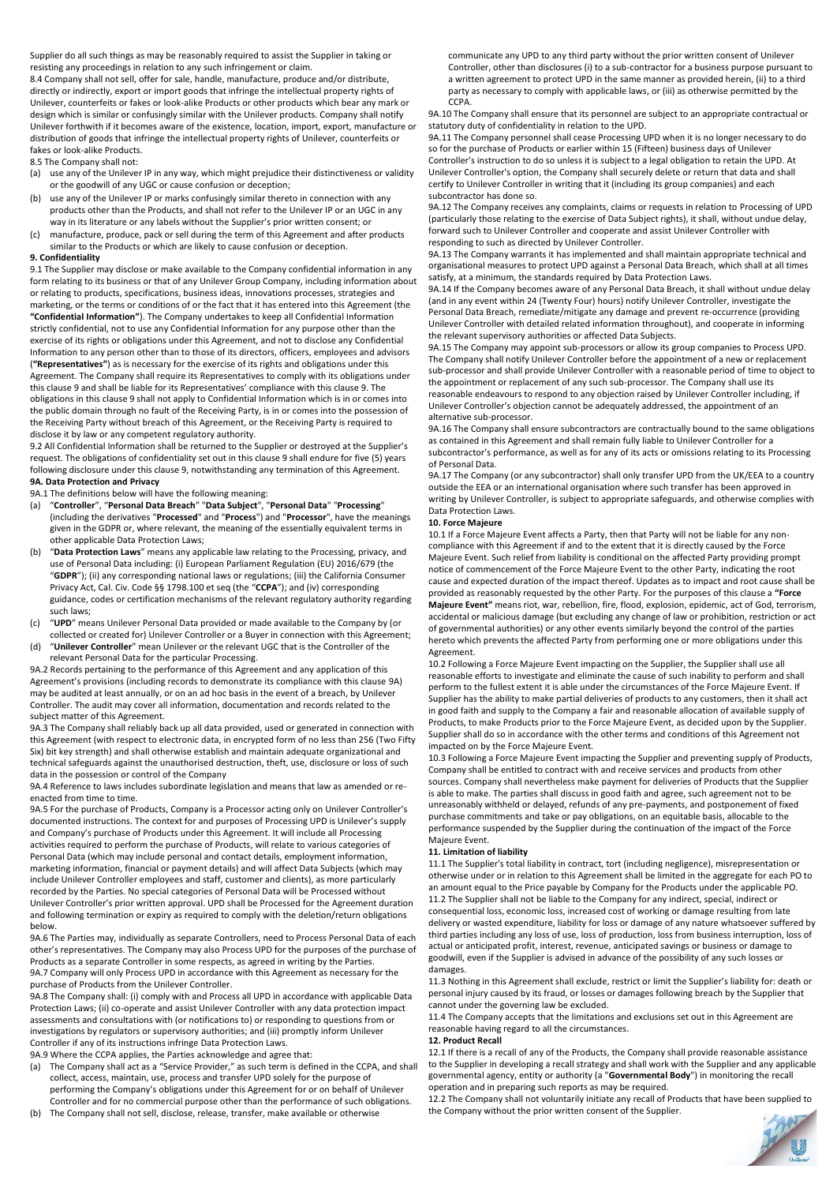Supplier do all such things as may be reasonably required to assist the Supplier in taking or resisting any proceedings in relation to any such infringement or claim.

8.4 Company shall not sell, offer for sale, handle, manufacture, produce and/or distribute, directly or indirectly, export or import goods that infringe the intellectual property rights of Unilever, counterfeits or fakes or look-alike Products or other products which bear any mark or design which is similar or confusingly similar with the Unilever products. Company shall notify Unilever forthwith if it becomes aware of the existence, location, import, export, manufacture or distribution of goods that infringe the intellectual property rights of Unilever, counterfeits or fakes or look-alike Products.

8.5 The Company shall not:

(a) use any of the Unilever IP in any way, which might prejudice their distinctiveness or validity or the goodwill of any UGC or cause confusion or deception;
(b) use any of the Unilever IP or marks confusingly similar thereto in connection with any products other than the Products, and shall not refer to the Unilever IP or an UGC in any way in its literature or any labels without the Supplier's prior written consent; or
(c) manufacture, produce, pack or sell during the term of this Agreement and after products similar to the Products or which are likely to cause confusion or deception.

**9. Confidentiality**

9.1 The Supplier may disclose or make available to the Company confidential information in any form relating to its business or that of any Unilever Group Company, including information about or relating to products, specifications, business ideas, innovations processes, strategies and marketing, or the terms or conditions of or the fact that it has entered into this Agreement (the **"Confidential Information"**). The Company undertakes to keep all Confidential Information strictly confidential, not to use any Confidential Information for any purpose other than the exercise of its rights or obligations under this Agreement, and not to disclose any Confidential Information to any person other than to those of its directors, officers, employees and advisors (**"Representatives"**) as is necessary for the exercise of its rights and obligations under this Agreement. The Company shall require its Representatives to comply with its obligations under this clause 9 and shall be liable for its Representatives' compliance with this clause 9. The obligations in this clause 9 shall not apply to Confidential Information which is in or comes into the public domain through no fault of the Receiving Party, is in or comes into the possession of the Receiving Party without breach of this Agreement, or the Receiving Party is required to disclose it by law or any competent regulatory authority.

9.2 All Confidential Information shall be returned to the Supplier or destroyed at the Supplier's request. The obligations of confidentiality set out in this clause 9 shall endure for five (5) years following disclosure under this clause 9, notwithstanding any termination of this Agreement.

**9A. Data Protection and Privacy**

9A.1 The definitions below will have the following meaning:

(a) "**Controller**", "**Personal Data Breach**" "**Data Subject**", "**Personal Data**" "**Processing**" (including the derivatives "**Processed**" and "**Process**") and "**Processor**", have the meanings given in the GDPR or, where relevant, the meaning of the essentially equivalent terms in other applicable Data Protection Laws;
(b) "**Data Protection Laws**" means any applicable law relating to the Processing, privacy, and use of Personal Data including: (i) European Parliament Regulation (EU) 2016/679 (the "**GDPR**"); (ii) any corresponding national laws or regulations; (iii) the California Consumer Privacy Act, Cal. Civ. Code §§ 1798.100 et seq (the "**CCPA**"); and (iv) corresponding guidance, codes or certification mechanisms of the relevant regulatory authority regarding such laws;
(c) "**UPD**" means Unilever Personal Data provided or made available to the Company by (or collected or created for) Unilever Controller or a Buyer in connection with this Agreement;
(d) "**Unilever Controller**" mean Unilever or the relevant UGC that is the Controller of the relevant Personal Data for the particular Processing.

9A.2 Records pertaining to the performance of this Agreement and any application of this Agreement's provisions (including records to demonstrate its compliance with this clause 9A) may be audited at least annually, or on an ad hoc basis in the event of a breach, by Unilever Controller. The audit may cover all information, documentation and records related to the subject matter of this Agreement.

9A.3 The Company shall reliably back up all data provided, used or generated in connection with this Agreement (with respect to electronic data, in encrypted form of no less than 256 (Two Fifty Six) bit key strength) and shall otherwise establish and maintain adequate organizational and technical safeguards against the unauthorised destruction, theft, use, disclosure or loss of such data in the possession or control of the Company

9A.4 Reference to laws includes subordinate legislation and means that law as amended or re-enacted from time to time.

9A.5 For the purchase of Products, Company is a Processor acting only on Unilever Controller's documented instructions. The context for and purposes of Processing UPD is Unilever's supply and Company's purchase of Products under this Agreement. It will include all Processing activities required to perform the purchase of Products, will relate to various categories of Personal Data (which may include personal and contact details, employment information, marketing information, financial or payment details) and will affect Data Subjects (which may include Unilever Controller employees and staff, customer and clients), as more particularly recorded by the Parties. No special categories of Personal Data will be Processed without Unilever Controller's prior written approval. UPD shall be Processed for the Agreement duration and following termination or expiry as required to comply with the deletion/return obligations below.

9A.6 The Parties may, individually as separate Controllers, need to Process Personal Data of each other's representatives. The Company may also Process UPD for the purposes of the purchase of Products as a separate Controller in some respects, as agreed in writing by the Parties.

9A.7 Company will only Process UPD in accordance with this Agreement as necessary for the purchase of Products from the Unilever Controller.

9A.8 The Company shall: (i) comply with and Process all UPD in accordance with applicable Data Protection Laws; (ii) co-operate and assist Unilever Controller with any data protection impact assessments and consultations with (or notifications to) or responding to questions from or investigations by regulators or supervisory authorities; and (iii) promptly inform Unilever Controller if any of its instructions infringe Data Protection Laws.

9A.9 Where the CCPA applies, the Parties acknowledge and agree that:

(a) The Company shall act as a "Service Provider," as such term is defined in the CCPA, and shall collect, access, maintain, use, process and transfer UPD solely for the purpose of performing the Company's obligations under this Agreement for or on behalf of Unilever Controller and for no commercial purpose other than the performance of such obligations.
(b) The Company shall not sell, disclose, release, transfer, make available or otherwise communicate any UPD to any third party without the prior written consent of Unilever Controller, other than disclosures (i) to a sub-contractor for a business purpose pursuant to a written agreement to protect UPD in the same manner as provided herein, (ii) to a third party as necessary to comply with applicable laws, or (iii) as otherwise permitted by the CCPA.

9A.10 The Company shall ensure that its personnel are subject to an appropriate contractual or statutory duty of confidentiality in relation to the UPD.

9A.11 The Company personnel shall cease Processing UPD when it is no longer necessary to do so for the purchase of Products or earlier within 15 (Fifteen) business days of Unilever Controller's instruction to do so unless it is subject to a legal obligation to retain the UPD. At Unilever Controller's option, the Company shall securely delete or return that data and shall certify to Unilever Controller in writing that it (including its group companies) and each subcontractor has done so.

9A.12 The Company receives any complaints, claims or requests in relation to Processing of UPD (particularly those relating to the exercise of Data Subject rights), it shall, without undue delay, forward such to Unilever Controller and cooperate and assist Unilever Controller with responding to such as directed by Unilever Controller.

9A.13 The Company warrants it has implemented and shall maintain appropriate technical and organisational measures to protect UPD against a Personal Data Breach, which shall at all times satisfy, at a minimum, the standards required by Data Protection Laws.

9A.14 If the Company becomes aware of any Personal Data Breach, it shall without undue delay (and in any event within 24 (Twenty Four) hours) notify Unilever Controller, investigate the Personal Data Breach, remediate/mitigate any damage and prevent re-occurrence (providing Unilever Controller with detailed related information throughout), and cooperate in informing the relevant supervisory authorities or affected Data Subjects.

9A.15 The Company may appoint sub-processors or allow its group companies to Process UPD. The Company shall notify Unilever Controller before the appointment of a new or replacement sub-processor and shall provide Unilever Controller with a reasonable period of time to object to the appointment or replacement of any such sub-processor. The Company shall use its reasonable endeavours to respond to any objection raised by Unilever Controller including, if Unilever Controller's objection cannot be adequately addressed, the appointment of an alternative sub-processor.

9A.16 The Company shall ensure subcontractors are contractually bound to the same obligations as contained in this Agreement and shall remain fully liable to Unilever Controller for a subcontractor's performance, as well as for any of its acts or omissions relating to its Processing of Personal Data.

9A.17 The Company (or any subcontractor) shall only transfer UPD from the UK/EEA to a country outside the EEA or an international organisation where such transfer has been approved in writing by Unilever Controller, is subject to appropriate safeguards, and otherwise complies with Data Protection Laws.

**10. Force Majeure**

10.1 If a Force Majeure Event affects a Party, then that Party will not be liable for any non-compliance with this Agreement if and to the extent that it is directly caused by the Force Majeure Event. Such relief from liability is conditional on the affected Party providing prompt notice of commencement of the Force Majeure Event to the other Party, indicating the root cause and expected duration of the impact thereof. Updates as to impact and root cause shall be provided as reasonably requested by the other Party. For the purposes of this clause a **"Force Majeure Event"** means riot, war, rebellion, fire, flood, explosion, epidemic, act of God, terrorism, accidental or malicious damage (but excluding any change of law or prohibition, restriction or act of governmental authorities) or any other events similarly beyond the control of the parties hereto which prevents the affected Party from performing one or more obligations under this Agreement.

10.2 Following a Force Majeure Event impacting on the Supplier, the Supplier shall use all reasonable efforts to investigate and eliminate the cause of such inability to perform and shall perform to the fullest extent it is able under the circumstances of the Force Majeure Event. If Supplier has the ability to make partial deliveries of products to any customers, then it shall act in good faith and supply to the Company a fair and reasonable allocation of available supply of Products, to make Products prior to the Force Majeure Event, as decided upon by the Supplier. Supplier shall do so in accordance with the other terms and conditions of this Agreement not impacted on by the Force Majeure Event.

10.3 Following a Force Majeure Event impacting the Supplier and preventing supply of Products, Company shall be entitled to contract with and receive services and products from other sources. Company shall nevertheless make payment for deliveries of Products that the Supplier is able to make. The parties shall discuss in good faith and agree, such agreement not to be unreasonably withheld or delayed, refunds of any pre-payments, and postponement of fixed purchase commitments and take or pay obligations, on an equitable basis, allocable to the performance suspended by the Supplier during the continuation of the impact of the Force Majeure Event.

**11. Limitation of liability**

11.1 The Supplier's total liability in contract, tort (including negligence), misrepresentation or otherwise under or in relation to this Agreement shall be limited in the aggregate for each PO to an amount equal to the Price payable by Company for the Products under the applicable PO.

11.2 The Supplier shall not be liable to the Company for any indirect, special, indirect or consequential loss, economic loss, increased cost of working or damage resulting from late delivery or wasted expenditure, liability for loss or damage of any nature whatsoever suffered by third parties including any loss of use, loss of production, loss from business interruption, loss of actual or anticipated profit, interest, revenue, anticipated savings or business or damage to goodwill, even if the Supplier is advised in advance of the possibility of any such losses or damages.

11.3 Nothing in this Agreement shall exclude, restrict or limit the Supplier's liability for: death or personal injury caused by its fraud, or losses or damages following breach by the Supplier that cannot under the governing law be excluded.

11.4 The Company accepts that the limitations and exclusions set out in this Agreement are reasonable having regard to all the circumstances.

**12. Product Recall**

12.1 If there is a recall of any of the Products, the Company shall provide reasonable assistance to the Supplier in developing a recall strategy and shall work with the Supplier and any applicable governmental agency, entity or authority (a "**Governmental Body**") in monitoring the recall operation and in preparing such reports as may be required.

12.2 The Company shall not voluntarily initiate any recall of Products that have been supplied to the Company without the prior written consent of the Supplier.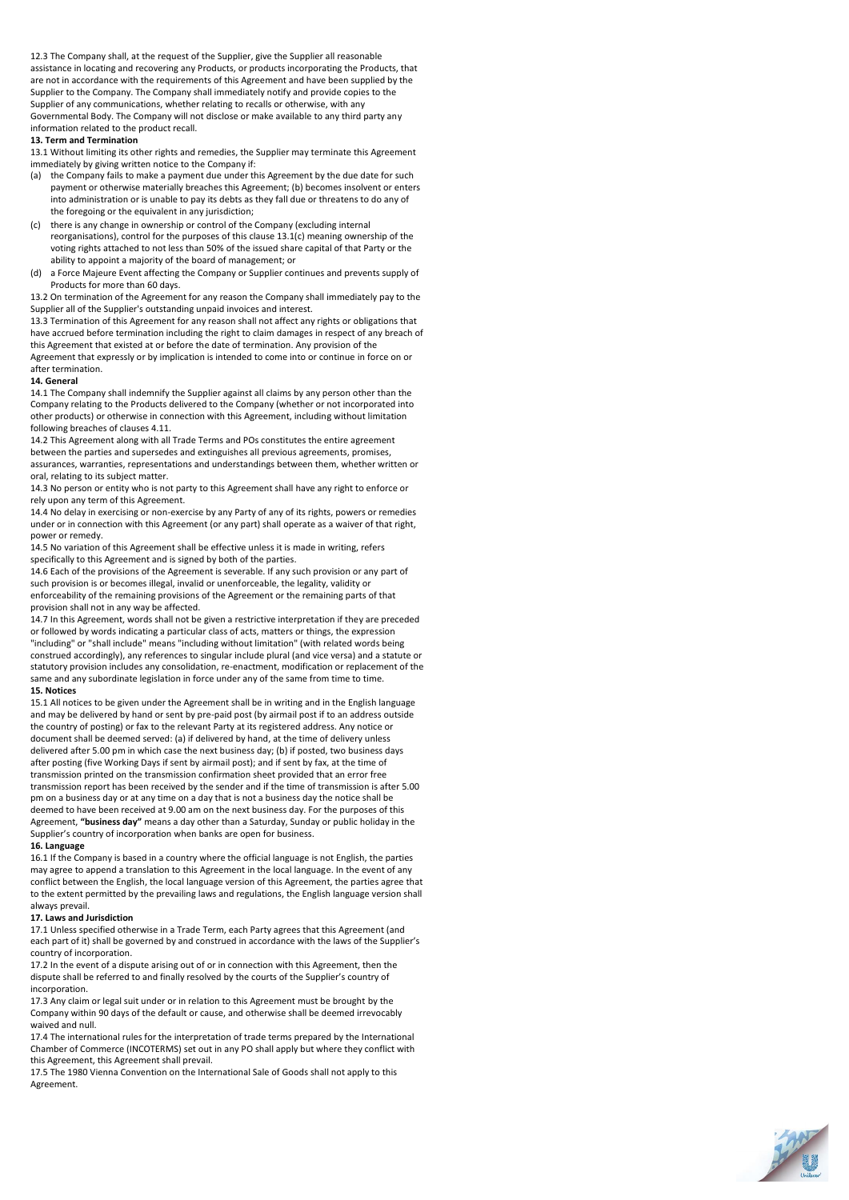12.3 The Company shall, at the request of the Supplier, give the Supplier all reasonable assistance in locating and recovering any Products, or products incorporating the Products, that are not in accordance with the requirements of this Agreement and have been supplied by the Supplier to the Company. The Company shall immediately notify and provide copies to the Supplier of any communications, whether relating to recalls or otherwise, with any Governmental Body. The Company will not disclose or make available to any third party any information related to the product recall.

**13. Term and Termination**

13.1 Without limiting its other rights and remedies, the Supplier may terminate this Agreement immediately by giving written notice to the Company if:

(a) the Company fails to make a payment due under this Agreement by the due date for such payment or otherwise materially breaches this Agreement; (b) becomes insolvent or enters into administration or is unable to pay its debts as they fall due or threatens to do any of the foregoing or the equivalent in any jurisdiction;

(c) there is any change in ownership or control of the Company (excluding internal reorganisations), control for the purposes of this clause 13.1(c) meaning ownership of the voting rights attached to not less than 50% of the issued share capital of that Party or the ability to appoint a majority of the board of management; or

(d) a Force Majeure Event affecting the Company or Supplier continues and prevents supply of Products for more than 60 days.

13.2 On termination of the Agreement for any reason the Company shall immediately pay to the Supplier all of the Supplier's outstanding unpaid invoices and interest.

13.3 Termination of this Agreement for any reason shall not affect any rights or obligations that have accrued before termination including the right to claim damages in respect of any breach of this Agreement that existed at or before the date of termination. Any provision of the Agreement that expressly or by implication is intended to come into or continue in force on or after termination.

**14. General**

14.1 The Company shall indemnify the Supplier against all claims by any person other than the Company relating to the Products delivered to the Company (whether or not incorporated into other products) or otherwise in connection with this Agreement, including without limitation following breaches of clauses 4.11.

14.2 This Agreement along with all Trade Terms and POs constitutes the entire agreement between the parties and supersedes and extinguishes all previous agreements, promises, assurances, warranties, representations and understandings between them, whether written or oral, relating to its subject matter.

14.3 No person or entity who is not party to this Agreement shall have any right to enforce or rely upon any term of this Agreement.

14.4 No delay in exercising or non-exercise by any Party of any of its rights, powers or remedies under or in connection with this Agreement (or any part) shall operate as a waiver of that right, power or remedy.

14.5 No variation of this Agreement shall be effective unless it is made in writing, refers specifically to this Agreement and is signed by both of the parties.

14.6 Each of the provisions of the Agreement is severable. If any such provision or any part of such provision is or becomes illegal, invalid or unenforceable, the legality, validity or enforceability of the remaining provisions of the Agreement or the remaining parts of that provision shall not in any way be affected.

14.7 In this Agreement, words shall not be given a restrictive interpretation if they are preceded or followed by words indicating a particular class of acts, matters or things, the expression "including" or "shall include" means "including without limitation" (with related words being construed accordingly), any references to singular include plural (and vice versa) and a statute or statutory provision includes any consolidation, re-enactment, modification or replacement of the same and any subordinate legislation in force under any of the same from time to time.

**15. Notices**

15.1 All notices to be given under the Agreement shall be in writing and in the English language and may be delivered by hand or sent by pre-paid post (by airmail post if to an address outside the country of posting) or fax to the relevant Party at its registered address. Any notice or document shall be deemed served: (a) if delivered by hand, at the time of delivery unless delivered after 5.00 pm in which case the next business day; (b) if posted, two business days after posting (five Working Days if sent by airmail post); and if sent by fax, at the time of transmission printed on the transmission confirmation sheet provided that an error free transmission report has been received by the sender and if the time of transmission is after 5.00 pm on a business day or at any time on a day that is not a business day the notice shall be deemed to have been received at 9.00 am on the next business day. For the purposes of this Agreement, **"business day"** means a day other than a Saturday, Sunday or public holiday in the Supplier's country of incorporation when banks are open for business.

**16. Language**

16.1 If the Company is based in a country where the official language is not English, the parties may agree to append a translation to this Agreement in the local language. In the event of any conflict between the English, the local language version of this Agreement, the parties agree that to the extent permitted by the prevailing laws and regulations, the English language version shall always prevail.

**17. Laws and Jurisdiction**

17.1 Unless specified otherwise in a Trade Term, each Party agrees that this Agreement (and each part of it) shall be governed by and construed in accordance with the laws of the Supplier's country of incorporation.

17.2 In the event of a dispute arising out of or in connection with this Agreement, then the dispute shall be referred to and finally resolved by the courts of the Supplier's country of incorporation.

17.3 Any claim or legal suit under or in relation to this Agreement must be brought by the Company within 90 days of the default or cause, and otherwise shall be deemed irrevocably waived and null.

17.4 The international rules for the interpretation of trade terms prepared by the International Chamber of Commerce (INCOTERMS) set out in any PO shall apply but where they conflict with this Agreement, this Agreement shall prevail.

17.5 The 1980 Vienna Convention on the International Sale of Goods shall not apply to this Agreement.